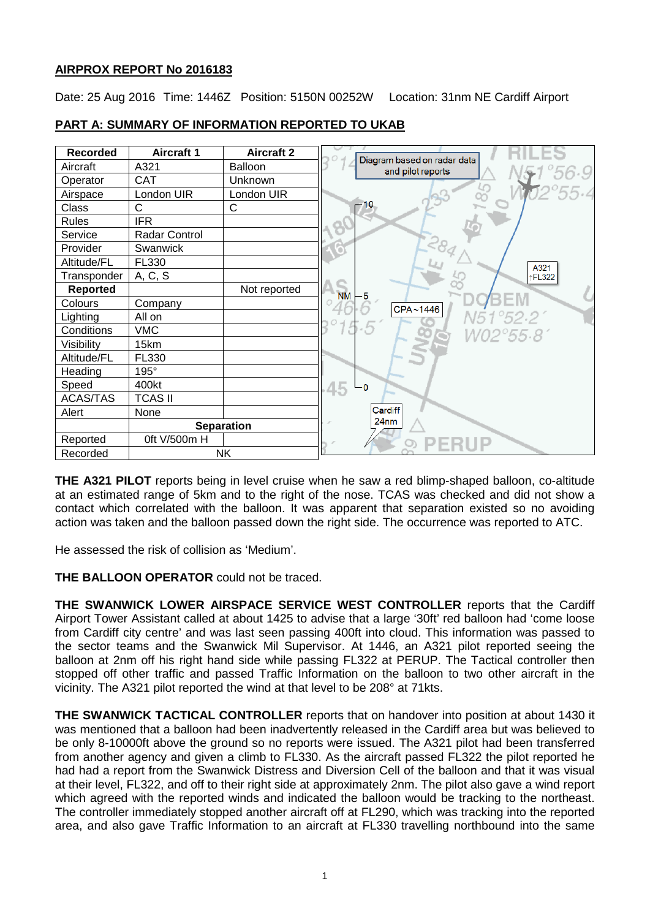# AIRPROX REPORT No 2016183

Date: 25 Aug 2016 Time: 1446Z Position: 5150N 00252W Location: 31nm NE Cardiff Airport

## PART A: SUMMARY OF INFORMATION REPORTED TO UKAB

| Recorded | Aircraft 1 | Aircraft 2 |
|---|---|---|
| Aircraft | A321 | Balloon |
| Operator | CAT | Unknown |
| Airspace | London UIR | London UIR |
| Class | C | C |
| Rules | IFR | |
| Service | Radar Control | |
| Provider | Swanwick | |
| Altitude/FL | FL330 | |
| Transponder | A, C, S | |
| **Reported** | | Not reported |
| Colours | Company | |
| Lighting | All on | |
| Conditions | VMC | |
| Visibility | 15km | |
| Altitude/FL | FL330 | |
| Heading | 195° | |
| Speed | 400kt | |
| ACAS/TAS | TCAS II | |
| Alert | None | |
| | **Separation** | |
| Reported | 0ft V/500m H | |
| Recorded | NK | |

Diagram based on radar data and pilot reports

**THE A321 PILOT** reports being in level cruise when he saw a red blimp-shaped balloon, co-altitude at an estimated range of 5km and to the right of the nose. TCAS was checked and did not show a contact which correlated with the balloon. It was apparent that separation existed so no avoiding action was taken and the balloon passed down the right side. The occurrence was reported to ATC.

He assessed the risk of collision as 'Medium'.

**THE BALLOON OPERATOR** could not be traced.

**THE SWANWICK LOWER AIRSPACE SERVICE WEST CONTROLLER** reports that the Cardiff Airport Tower Assistant called at about 1425 to advise that a large '30ft' red balloon had 'come loose from Cardiff city centre' and was last seen passing 400ft into cloud. This information was passed to the sector teams and the Swanwick Mil Supervisor. At 1446, an A321 pilot reported seeing the balloon at 2nm off his right hand side while passing FL322 at PERUP. The Tactical controller then stopped off other traffic and passed Traffic Information on the balloon to two other aircraft in the vicinity. The A321 pilot reported the wind at that level to be 208° at 71kts.

**THE SWANWICK TACTICAL CONTROLLER** reports that on handover into position at about 1430 it was mentioned that a balloon had been inadvertently released in the Cardiff area but was believed to be only 8-10000ft above the ground so no reports were issued. The A321 pilot had been transferred from another agency and given a climb to FL330. As the aircraft passed FL322 the pilot reported he had had a report from the Swanwick Distress and Diversion Cell of the balloon and that it was visual at their level, FL322, and off to their right side at approximately 2nm. The pilot also gave a wind report which agreed with the reported winds and indicated the balloon would be tracking to the northeast. The controller immediately stopped another aircraft off at FL290, which was tracking into the reported area, and also gave Traffic Information to an aircraft at FL330 travelling northbound into the same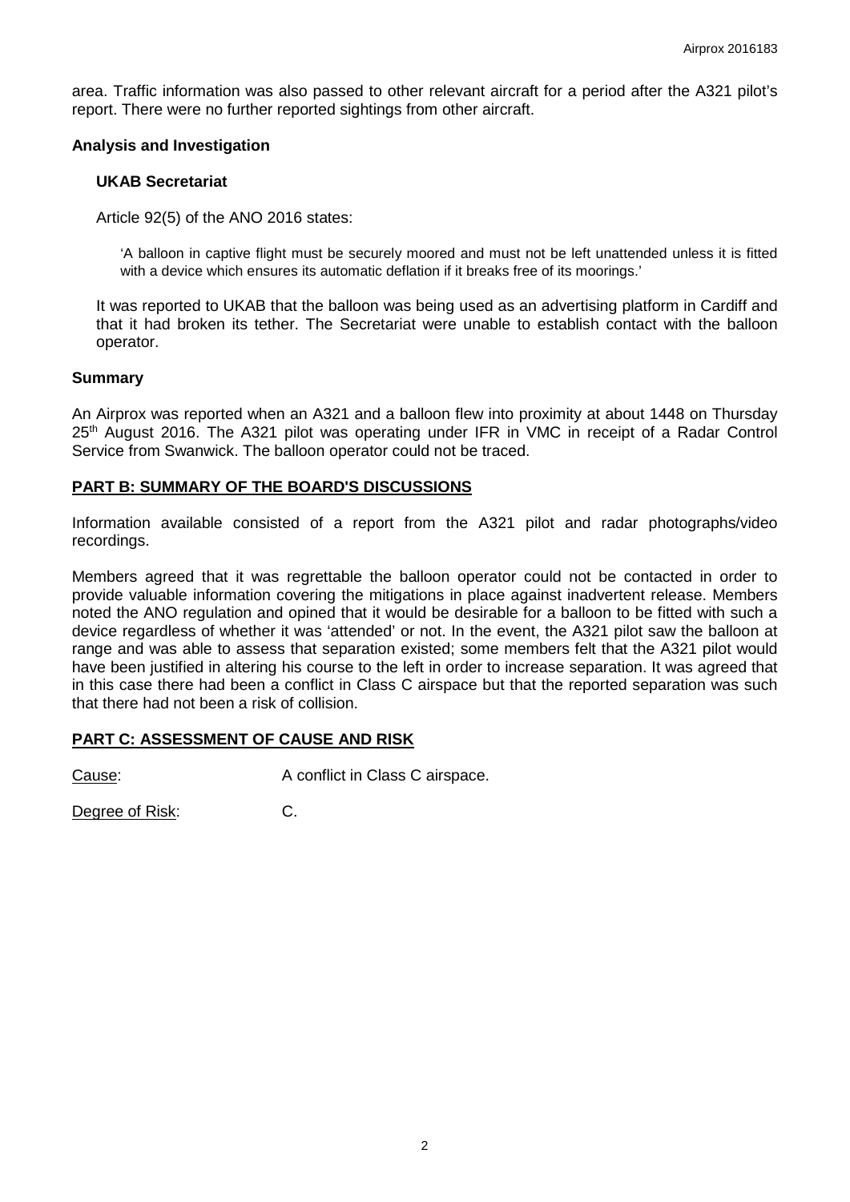area. Traffic information was also passed to other relevant aircraft for a period after the A321 pilot's report. There were no further reported sightings from other aircraft.

### Analysis and Investigation

#### UKAB Secretariat

Article 92(5) of the ANO 2016 states:

> 'A balloon in captive flight must be securely moored and must not be left unattended unless it is fitted with a device which ensures its automatic deflation if it breaks free of its moorings.'

It was reported to UKAB that the balloon was being used as an advertising platform in Cardiff and that it had broken its tether. The Secretariat were unable to establish contact with the balloon operator.

### Summary

An Airprox was reported when an A321 and a balloon flew into proximity at about 1448 on Thursday 25th August 2016. The A321 pilot was operating under IFR in VMC in receipt of a Radar Control Service from Swanwick. The balloon operator could not be traced.

## PART B: SUMMARY OF THE BOARD'S DISCUSSIONS

Information available consisted of a report from the A321 pilot and radar photographs/video recordings.

Members agreed that it was regrettable the balloon operator could not be contacted in order to provide valuable information covering the mitigations in place against inadvertent release. Members noted the ANO regulation and opined that it would be desirable for a balloon to be fitted with such a device regardless of whether it was 'attended' or not. In the event, the A321 pilot saw the balloon at range and was able to assess that separation existed; some members felt that the A321 pilot would have been justified in altering his course to the left in order to increase separation. It was agreed that in this case there had been a conflict in Class C airspace but that the reported separation was such that there had not been a risk of collision.

## PART C: ASSESSMENT OF CAUSE AND RISK

Cause: A conflict in Class C airspace.

Degree of Risk: C.